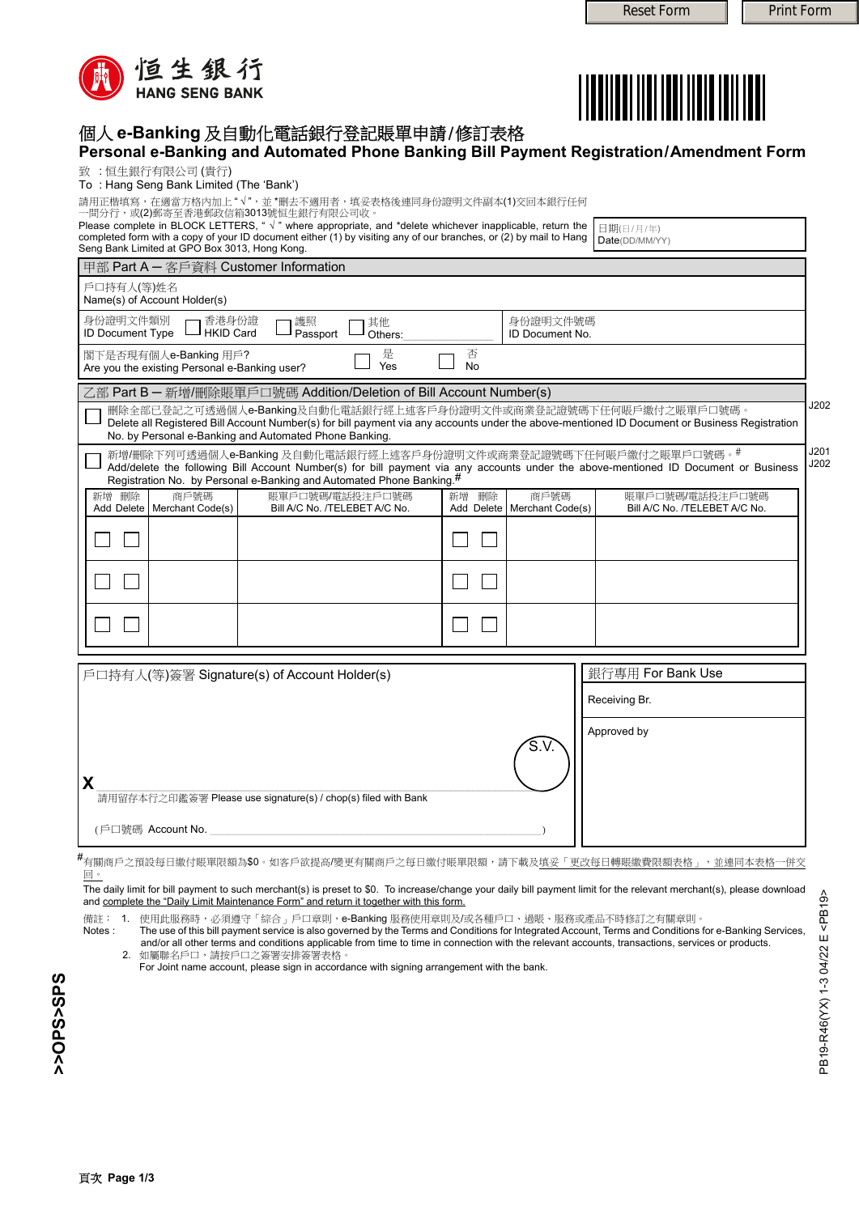Reset Form | Print Form

恒生銀行
HANG SENG BANK

# 個人 e-Banking 及自動化電話銀行登記賬單申請/修訂表格
# Personal e-Banking and Automated Phone Banking Bill Payment Registration/Amendment Form

致 ：恒生銀行有限公司 (貴行)
To ：Hang Seng Bank Limited (The 'Bank')

請用正楷填寫，在適當方格內加上 " √ "，並 *刪去不適用者，填妥表格後連同身份證明文件副本(1)交回本銀行任何一間分行，或(2)郵寄至香港郵政信箱3013號恒生銀行有限公司收。
Please complete in BLOCK LETTERS, " √ " where appropriate, and *delete whichever inapplicable, return the completed form with a copy of your ID document either (1) by visiting any of our branches, or (2) by mail to Hang Seng Bank Limited at GPO Box 3013, Hong Kong.

日期(日/月/年)
Date(DD/MM/YY)

## 甲部 Part A – 客戶資料 Customer Information

戶口持有人(等)姓名
Name(s) of Account Holder(s)

身份證明文件類別 ID Document Type ☐ 香港身份證 HKID Card ☐ 護照 Passport ☐ 其他 Others: ______
身份證明文件號碼 ID Document No.

閣下是否現有個人e-Banking 用戶? Are you the existing Personal e-Banking user? ☐ 是 Yes ☐ 否 No

## 乙部 Part B – 新增/刪除賬單戶口號碼 Addition/Deletion of Bill Account Number(s)

☐ 刪除全部已登記之可透過個人e-Banking及自動化電話銀行經上述客戶身份證明文件或商業登記證號碼下任何賬戶繳付之賬單戶口號碼。
Delete all Registered Bill Account Number(s) for bill payment via any accounts under the above-mentioned ID Document or Business Registration No. by Personal e-Banking and Automated Phone Banking. J202

☐ 新增/刪除下列可透過個人e-Banking 及自動化電話銀行經上述客戶身份證明文件或商業登記證號碼下任何賬戶繳付之賬單戶口號碼。#
Add/delete the following Bill Account Number(s) for bill payment via any accounts under the above-mentioned ID Document or Business Registration No. by Personal e-Banking and Automated Phone Banking.# J201 J202

| 新增 Add | 刪除 Delete | 商戶號碼 Merchant Code(s) | 賬單戶口號碼/電話投注戶口號碼 Bill A/C No. /TELEBET A/C No. | 新增 Add | 刪除 Delete | 商戶號碼 Merchant Code(s) | 賬單戶口號碼/電話投注戶口號碼 Bill A/C No. /TELEBET A/C No. |
|---|---|---|---|---|---|---|---|
| ☐ | ☐ | | | ☐ | ☐ | | |
| ☐ | ☐ | | | ☐ | ☐ | | |
| ☐ | ☐ | | | ☐ | ☐ | | |

戶口持有人(等)簽署 Signature(s) of Account Holder(s)

S.V.

X ______
請用留存本行之印鑑簽署 Please use signature(s) / chop(s) filed with Bank

(戶口號碼 Account No. ______)

銀行專用 For Bank Use
Receiving Br.
Approved by

#有關商戶之預設每日繳付賬單限額為$0。如客戶欲提高/變更有關商戶之每日繳付賬單限額，請下載及填妥「更改每日轉賬繳費限額表格」，並連同本表格一併交回。
The daily limit for bill payment to such merchant(s) is preset to $0. To increase/change your daily bill payment limit for the relevant merchant(s), please download and complete the "Daily Limit Maintenance Form" and return it together with this form.

備註：
Notes：
1. 使用此服務時，必須遵守「綜合」戶口章則，e-Banking 服務使用章則及/或各種戶口、過賬、服務或產品不時修訂之有關章則。
The use of this bill payment service is also governed by the Terms and Conditions for Integrated Account, Terms and Conditions for e-Banking Services, and/or all other terms and conditions applicable from time to time in connection with the relevant accounts, transactions, services or products.
2. 如屬聯名戶口，請按戶口之簽署安排簽署表格。
For Joint name account, please sign in accordance with signing arrangement with the bank.

>>OPS>>SPS

PB19-R46(YX) 1-3 04/22 E <PB19>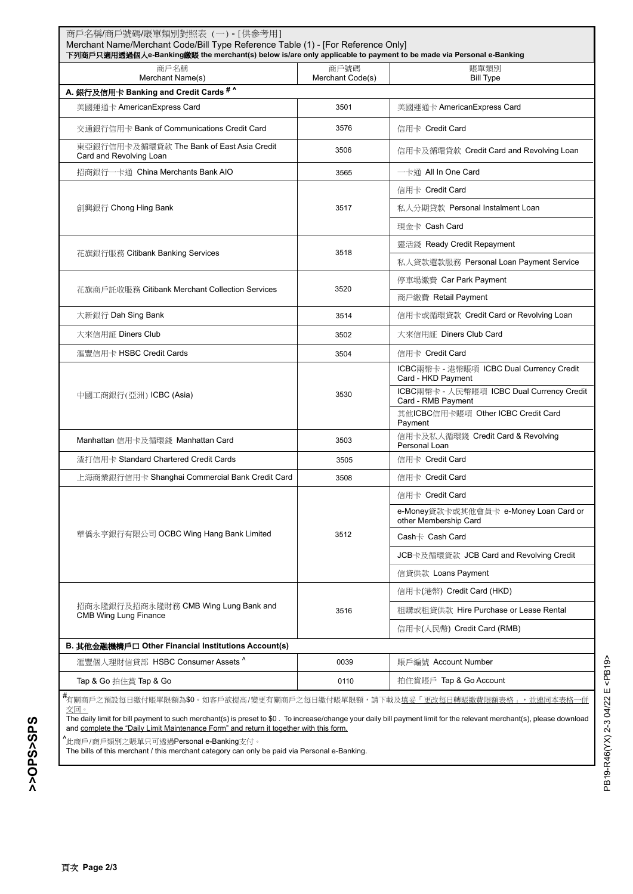## 商戶名稱/商戶號碼/賬單類別對照表（一）- [供參考用]
## Merchant Name/Merchant Code/Bill Type Reference Table (1) - [For Reference Only]

**下列商戶只適用透過個人e-Banking繳賬 the merchant(s) below is/are only applicable to payment to be made via Personal e-Banking**

| 商戶名稱<br>Merchant Name(s) | 商戶號碼<br>Merchant Code(s) | 賬單類別<br>Bill Type |
|---|---|---|
| **A. 銀行及信用卡 Banking and Credit Cards # ^** | | |
| 美國運通卡 AmericanExpress Card | 3501 | 美國運通卡 AmericanExpress Card |
| 交通銀行信用卡 Bank of Communications Credit Card | 3576 | 信用卡 Credit Card |
| 東亞銀行信用卡及循環貸款 The Bank of East Asia Credit Card and Revolving Loan | 3506 | 信用卡及循環貸款 Credit Card and Revolving Loan |
| 招商銀行一卡通 China Merchants Bank AIO | 3565 | 一卡通 All In One Card |
| 創興銀行 Chong Hing Bank | 3517 | 信用卡 Credit Card |
| | | 私人分期貸款 Personal Instalment Loan |
| | | 現金卡 Cash Card |
| 花旗銀行服務 Citibank Banking Services | 3518 | 靈活錢 Ready Credit Repayment |
| | | 私人貸款還款服務 Personal Loan Payment Service |
| 花旗商戶託收服務 Citibank Merchant Collection Services | 3520 | 停車場繳費 Car Park Payment |
| | | 商戶繳費 Retail Payment |
| 大新銀行 Dah Sing Bank | 3514 | 信用卡或循環貸款 Credit Card or Revolving Loan |
| 大來信用証 Diners Club | 3502 | 大來信用証 Diners Club Card |
| 滙豐信用卡 HSBC Credit Cards | 3504 | 信用卡 Credit Card |
| 中國工商銀行(亞洲) ICBC (Asia) | 3530 | ICBC兩幣卡 - 港幣賬項 ICBC Dual Currency Credit Card - HKD Payment |
| | | ICBC兩幣卡 - 人民幣賬項 ICBC Dual Currency Credit Card - RMB Payment |
| | | 其他ICBC信用卡賬項 Other ICBC Credit Card Payment |
| Manhattan 信用卡及循環錢 Manhattan Card | 3503 | 信用卡及私人循環錢 Credit Card & Revolving Personal Loan |
| 渣打信用卡 Standard Chartered Credit Cards | 3505 | 信用卡 Credit Card |
| 上海商業銀行信用卡 Shanghai Commercial Bank Credit Card | 3508 | 信用卡 Credit Card |
| 華僑永亨銀行有限公司 OCBC Wing Hang Bank Limited | 3512 | 信用卡 Credit Card |
| | | e-Money貸款卡或其他會員卡 e-Money Loan Card or other Membership Card |
| | | Cash卡 Cash Card |
| | | JCB卡及循環貸款 JCB Card and Revolving Credit |
| | | 信貸供款 Loans Payment |
| 招商永隆銀行及招商永隆財務 CMB Wing Lung Bank and CMB Wing Lung Finance | 3516 | 信用卡(港幣) Credit Card (HKD) |
| | | 租購或租貸供款 Hire Purchase or Lease Rental |
| | | 信用卡(人民幣) Credit Card (RMB) |
| **B. 其他金融機構戶口 Other Financial Institutions Account(s)** | | |
| 滙豐個人理財信貸部 HSBC Consumer Assets ^ | 0039 | 賬戶編號 Account Number |
| Tap & Go 拍住賞 Tap & Go | 0110 | 拍住賞賬戶 Tap & Go Account |

#有關商戶之預設每日繳付賬單限額為$0。如客戶欲提高/變更有關商戶之每日繳付賬單限額，請下載及填妥「更改每日轉賬繳費限額表格」，並連同本表格一併交回。
The daily limit for bill payment to such merchant(s) is preset to $0 . To increase/change your daily bill payment limit for the relevant merchant(s), please download and complete the "Daily Limit Maintenance Form" and return it together with this form.

^此商戶/商戶類別之賬單只可透過Personal e-Banking支付。
The bills of this merchant / this merchant category can only be paid via Personal e-Banking.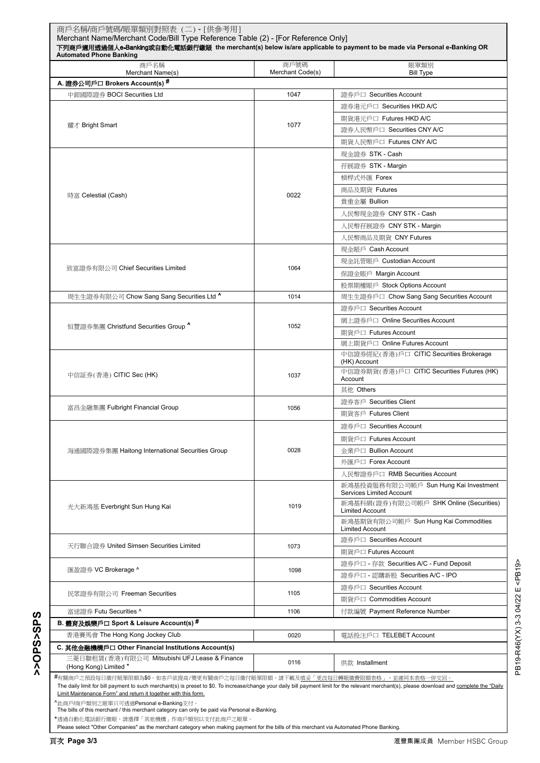商戶名稱/商戶號碼/賬單類別對照表（二）- [供參考用]
Merchant Name/Merchant Code/Bill Type Reference Table (2) - [For Reference Only]

**下列商戶適用透過個人e-Banking或自動化電話銀行繳賬 the merchant(s) below is/are applicable to payment to be made via Personal e-Banking OR Automated Phone Banking**

| 商戶名稱 Merchant Name(s) | 商戶號碼 Merchant Code(s) | 賬單類別 Bill Type |
|---|---|---|
| **A. 證券公司戶口 Brokers Account(s) #** | | |
| 中銀國際證券 BOCI Securities Ltd | 1047 | 證券戶口 Securities Account |
| 耀才 Bright Smart | 1077 | 證券港元戶口 Securities HKD A/C |
| | | 期貨港元戶口 Futures HKD A/C |
| | | 證券人民幣戶口 Securities CNY A/C |
| | | 期貨人民幣戶口 Futures CNY A/C |
| 時富 Celestial (Cash) | 0022 | 現金證券 STK - Cash |
| | | 孖展證券 STK - Margin |
| | | 槓桿式外匯 Forex |
| | | 商品及期貨 Futures |
| | | 貴重金屬 Bullion |
| | | 人民幣現金證券 CNY STK - Cash |
| | | 人民幣孖展證券 CNY STK - Margin |
| | | 人民幣商品及期貨 CNY Futures |
| 致富證券有限公司 Chief Securities Limited | 1064 | 現金賬戶 Cash Account |
| | | 現金託管賬戶 Custodian Account |
| | | 保證金賬戶 Margin Account |
| | | 股票期權賬戶 Stock Options Account |
| 周生生證券有限公司 Chow Sang Sang Securities Ltd ^ | 1014 | 周生生證券戶口 Chow Sang Sang Securities Account |
| 恒豐證券集團 Christfund Securities Group ^ | 1052 | 證券戶口 Securities Account |
| | | 網上證券戶口 Online Securities Account |
| | | 期貨戶口 Futures Account |
| | | 網上期貨戶口 Online Futures Account |
| 中信証券(香港) CITIC Sec (HK) | 1037 | 中信證券經紀(香港)戶口 CITIC Securities Brokerage (HK) Account |
| | | 中信證券期貨(香港)戶口 CITIC Securities Futures (HK) Account |
| | | 其他 Others |
| 富昌金融集團 Fulbright Financial Group | 1056 | 證券客戶 Securities Client |
| | | 期貨客戶 Futures Client |
| 海通國際證券集團 Haitong International Securities Group | 0028 | 證券戶口 Securities Account |
| | | 期貨戶口 Futures Account |
| | | 金業戶口 Bullion Account |
| | | 外匯戶口 Forex Account |
| | | 人民幣證券戶口 RMB Securities Account |
| 光大新鴻基 Everbright Sun Hung Kai | 1019 | 新鴻基投資服務有限公司帳戶 Sun Hung Kai Investment Services Limited Account |
| | | 新鴻基科網(證券)有限公司帳戶 SHK Online (Securities) Limited Account |
| | | 新鴻基期貨有限公司帳戶 Sun Hung Kai Commodities Limited Account |
| 天行聯合證券 United Simsen Securities Limited | 1073 | 證券戶口 Securities Account |
| | | 期貨戶口 Futures Account |
| 匯盈證券 VC Brokerage ^ | 1098 | 證券戶口 - 存款 Securities A/C - Fund Deposit |
| | | 證券戶口 - 認購新股 Securities A/C - IPO |
| 民眾證券有限公司 Freeman Securities | 1105 | 證券戶口 Securities Account |
| | | 期貨戶口 Commodities Account |
| 富途證券 Futu Securities ^ | 1106 | 付款編號 Payment Reference Number |
| **B. 體育及娛樂戶口 Sport & Leisure Account(s) #** | | |
| 香港賽馬會 The Hong Kong Jockey Club | 0020 | 電話投注戶口 TELEBET Account |
| **C. 其他金融機構戶口 Other Financial Institutions Account(s)** | | |
| 三菱日聯租賃(香港)有限公司 Mitsubishi UFJ Lease & Finance (Hong Kong) Limited * | 0116 | 供款 Installment |

#有關商戶之預設每日繳付賬單限額為$0。如客戶欲提高/變更有關商戶之每日繳付賬單限額，請下載及填妥「更改每日轉賬繳費限額表格」，並連同本表格一併交回。
The daily limit for bill payment to such merchant(s) is preset to $0. To increase/change your daily bill payment limit for the relevant merchant(s), please download and complete the "Daily Limit Maintenance Form" and return it together with this form.

^此商戶/商戶類別之賬單只可透過Personal e-Banking支付。
The bills of this merchant / this merchant category can only be paid via Personal e-Banking.

*透過自動化電話銀行繳賬，請選擇「其他機構」作商戶類別以支付此商戶之賬單。
Please select "Other Companies" as the merchant category when making payment for the bills of this merchant via Automated Phone Banking.